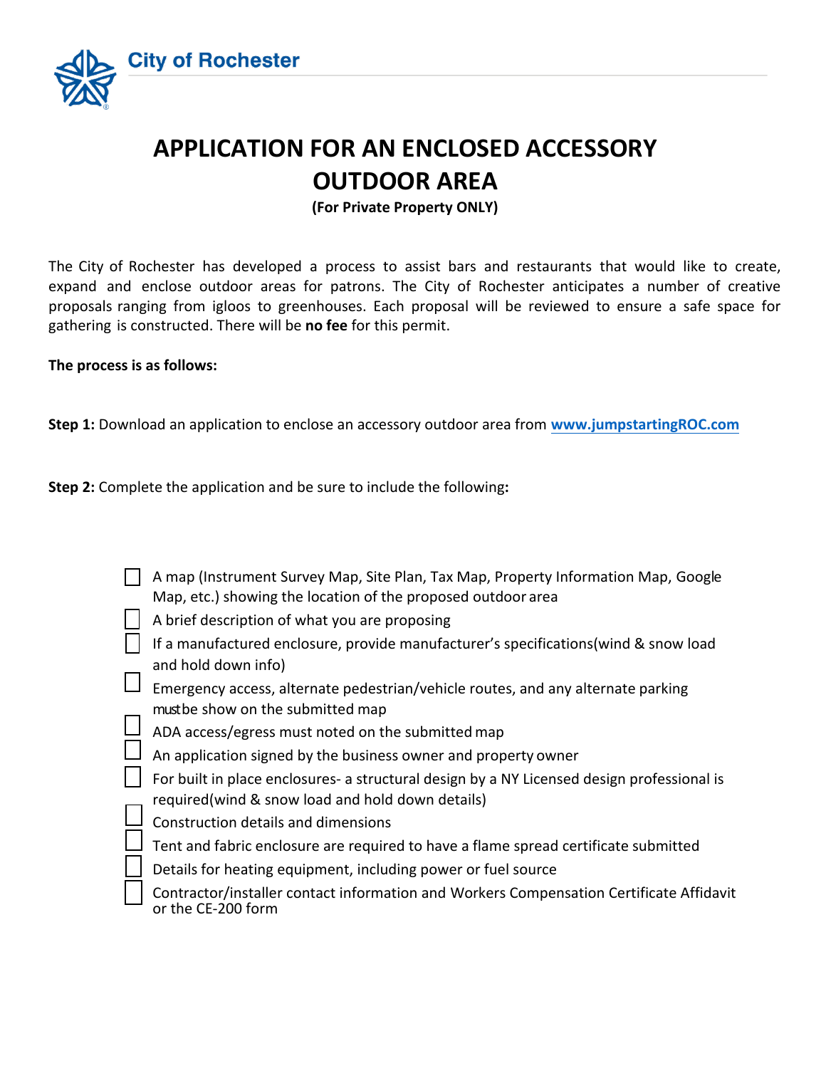City of Rochester

# APPLICATION FOR AN ENCLOSED ACCESSORY OUTDOOR AREA

**(For Private Property ONLY)**

The City of Rochester has developed a process to assist bars and restaurants that would like to create, expand and enclose outdoor areas for patrons. The City of Rochester anticipates a number of creative proposals ranging from igloos to greenhouses. Each proposal will be reviewed to ensure a safe space for gathering is constructed. There will be **no fee** for this permit.

**The process is as follows:**

**Step 1:** Download an application to enclose an accessory outdoor area from **www.jumpstartingROC.com**

**Step 2:** Complete the application and be sure to include the following**:**

- [ ] A map (Instrument Survey Map, Site Plan, Tax Map, Property Information Map, Google Map, etc.) showing the location of the proposed outdoor area
- [ ] A brief description of what you are proposing
- [ ] If a manufactured enclosure, provide manufacturer's specifications(wind & snow load and hold down info)
- [ ] Emergency access, alternate pedestrian/vehicle routes, and any alternate parking mustbe show on the submitted map
- [ ] ADA access/egress must noted on the submitted map
- [ ] An application signed by the business owner and property owner
- [ ] For built in place enclosures- a structural design by a NY Licensed design professional is required(wind & snow load and hold down details)
- [ ] Construction details and dimensions
- [ ] Tent and fabric enclosure are required to have a flame spread certificate submitted
- [ ] Details for heating equipment, including power or fuel source
- [ ] Contractor/installer contact information and Workers Compensation Certificate Affidavit or the CE-200 form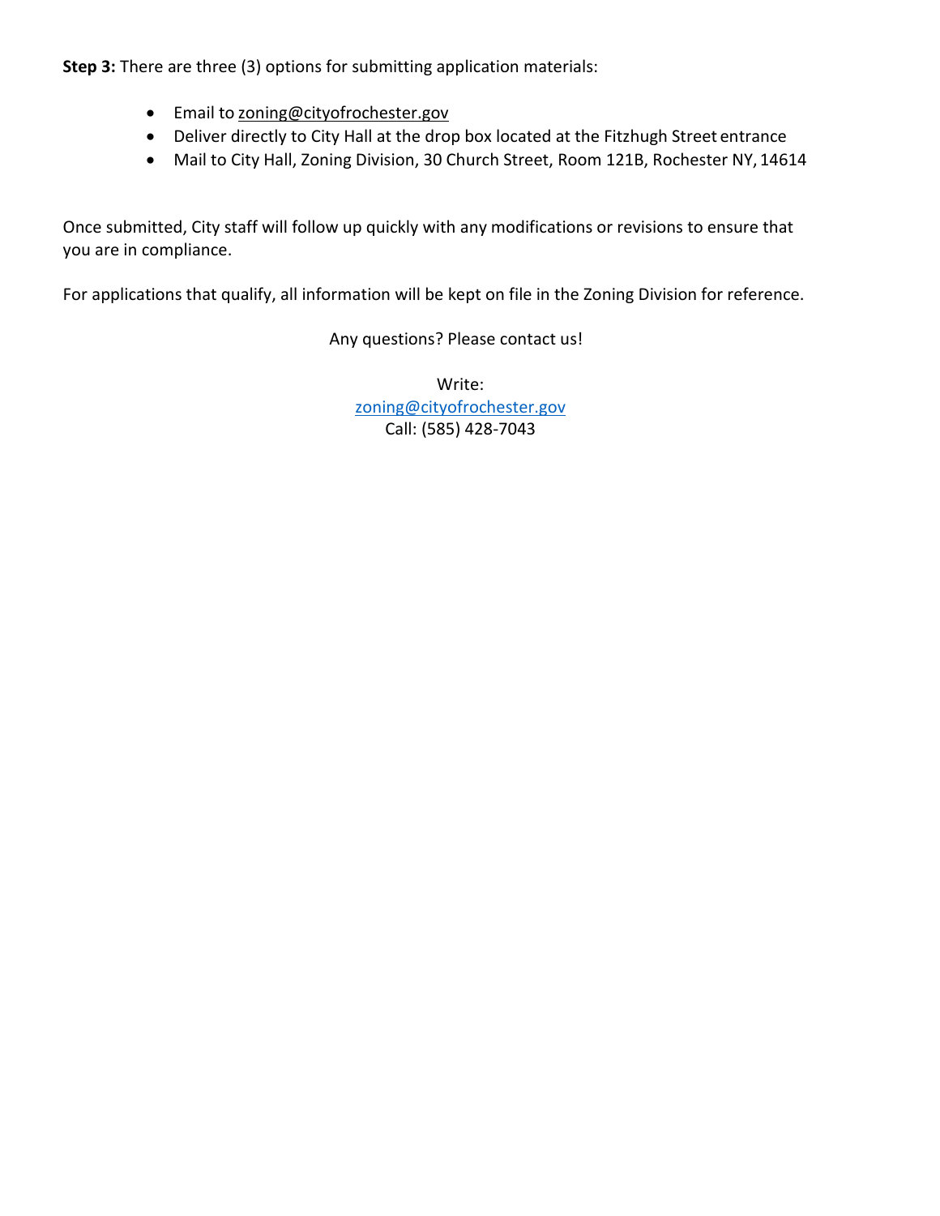**Step 3:** There are three (3) options for submitting application materials:

- Email to zoning@cityofrochester.gov
- Deliver directly to City Hall at the drop box located at the Fitzhugh Street entrance
- Mail to City Hall, Zoning Division, 30 Church Street, Room 121B, Rochester NY, 14614

Once submitted, City staff will follow up quickly with any modifications or revisions to ensure that you are in compliance.

For applications that qualify, all information will be kept on file in the Zoning Division for reference.

Any questions? Please contact us!

Write:
zoning@cityofrochester.gov
Call: (585) 428-7043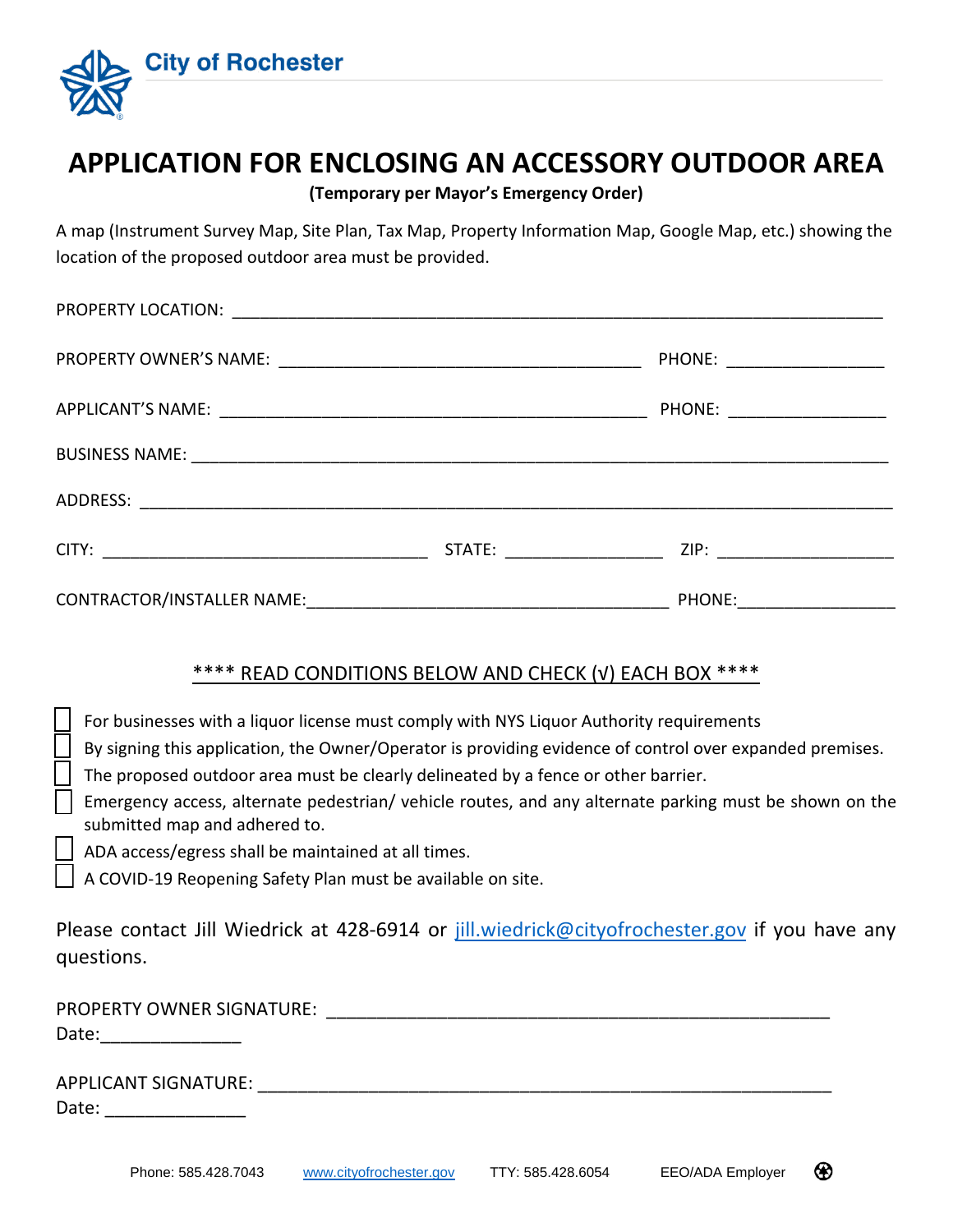City of Rochester

# APPLICATION FOR ENCLOSING AN ACCESSORY OUTDOOR AREA

**(Temporary per Mayor's Emergency Order)**

A map (Instrument Survey Map, Site Plan, Tax Map, Property Information Map, Google Map, etc.) showing the location of the proposed outdoor area must be provided.

PROPERTY LOCATION: ______________________________________________________________________

PROPERTY OWNER'S NAME: ________________________________________ PHONE: _________________

APPLICANT'S NAME: _______________________________________________ PHONE: _________________

BUSINESS NAME: _____________________________________________________________________________

ADDRESS: _________________________________________________________________________________

CITY: ___________________________________ STATE: _________________ ZIP: ___________________

CONTRACTOR/INSTALLER NAME:________________________________________ PHONE:_________________

**\*\*\*\* READ CONDITIONS BELOW AND CHECK (√) EACH BOX \*\*\*\***

- ☐ For businesses with a liquor license must comply with NYS Liquor Authority requirements
- ☐ By signing this application, the Owner/Operator is providing evidence of control over expanded premises.
- ☐ The proposed outdoor area must be clearly delineated by a fence or other barrier.
- ☐ Emergency access, alternate pedestrian/ vehicle routes, and any alternate parking must be shown on the submitted map and adhered to.
- ☐ ADA access/egress shall be maintained at all times.
- ☐ A COVID-19 Reopening Safety Plan must be available on site.

Please contact Jill Wiedrick at 428-6914 or jill.wiedrick@cityofrochester.gov if you have any questions.

PROPERTY OWNER SIGNATURE: ____________________________________________________
Date:______________

APPLICANT SIGNATURE: __________________________________________________________
Date: ______________

Phone: 585.428.7043 www.cityofrochester.gov TTY: 585.428.6054 EEO/ADA Employer